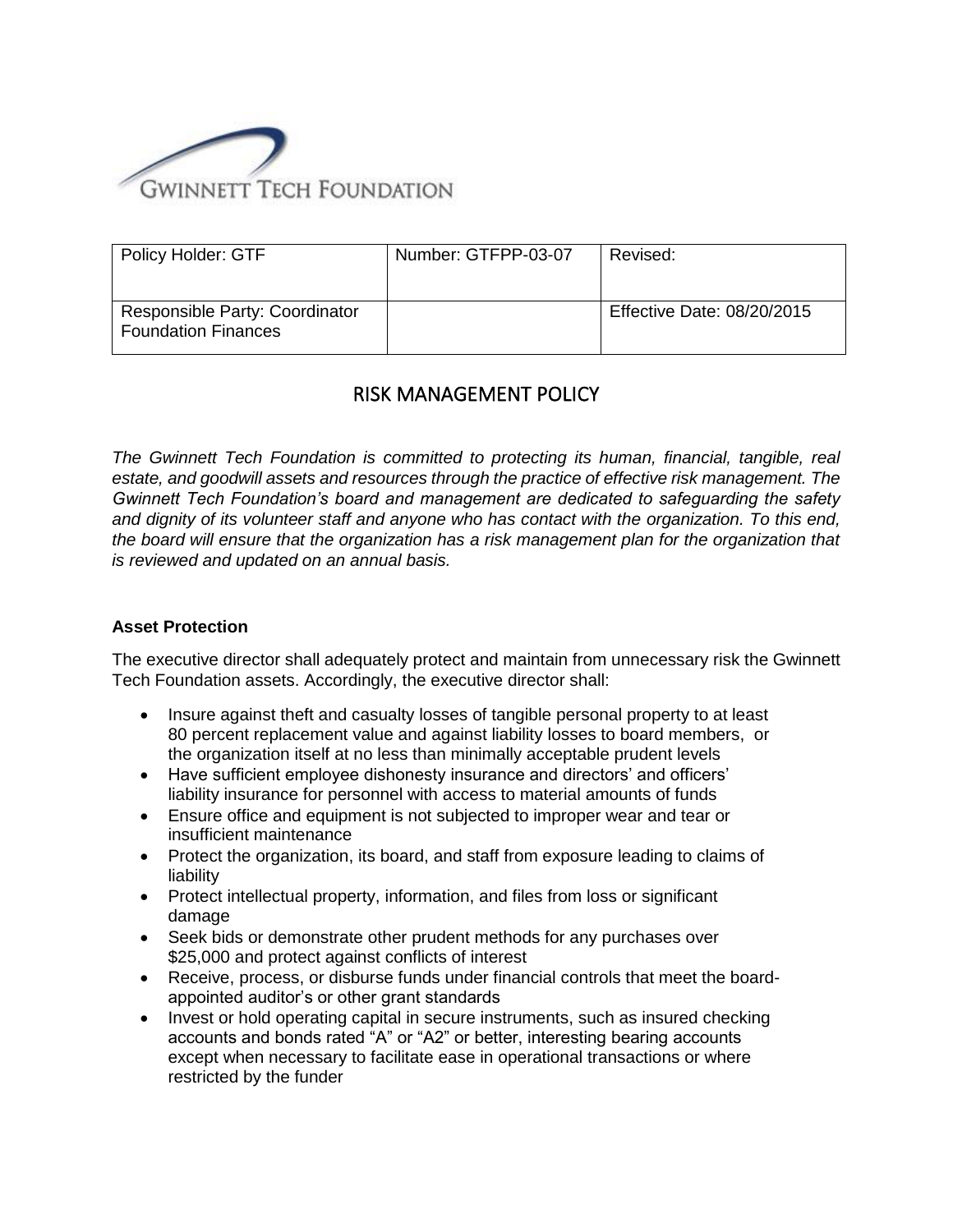GWINNETT TECH FOUNDATION

| Policy Holder: GTF | Number: GTFPP-03-07 | Revised: |
| --- | --- | --- |
| Responsible Party: Coordinator Foundation Finances | | Effective Date: 08/20/2015 |

# RISK MANAGEMENT POLICY

*The Gwinnett Tech Foundation is committed to protecting its human, financial, tangible, real estate, and goodwill assets and resources through the practice of effective risk management. The Gwinnett Tech Foundation's board and management are dedicated to safeguarding the safety and dignity of its volunteer staff and anyone who has contact with the organization. To this end, the board will ensure that the organization has a risk management plan for the organization that is reviewed and updated on an annual basis.*

**Asset Protection**

The executive director shall adequately protect and maintain from unnecessary risk the Gwinnett Tech Foundation assets. Accordingly, the executive director shall:

- Insure against theft and casualty losses of tangible personal property to at least 80 percent replacement value and against liability losses to board members, or the organization itself at no less than minimally acceptable prudent levels
- Have sufficient employee dishonesty insurance and directors' and officers' liability insurance for personnel with access to material amounts of funds
- Ensure office and equipment is not subjected to improper wear and tear or insufficient maintenance
- Protect the organization, its board, and staff from exposure leading to claims of liability
- Protect intellectual property, information, and files from loss or significant damage
- Seek bids or demonstrate other prudent methods for any purchases over $25,000 and protect against conflicts of interest
- Receive, process, or disburse funds under financial controls that meet the board-appointed auditor's or other grant standards
- Invest or hold operating capital in secure instruments, such as insured checking accounts and bonds rated "A" or "A2" or better, interesting bearing accounts except when necessary to facilitate ease in operational transactions or where restricted by the funder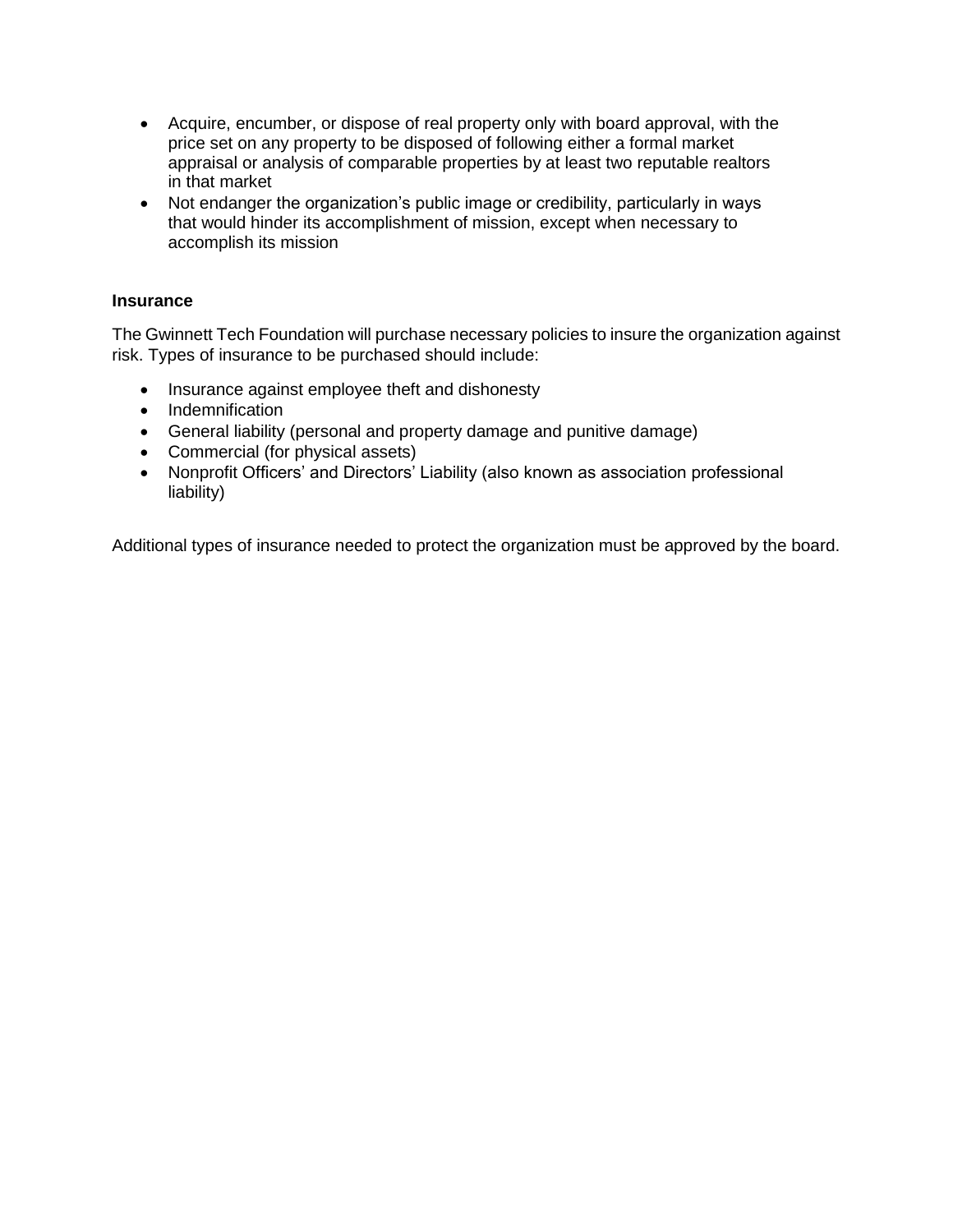- Acquire, encumber, or dispose of real property only with board approval, with the price set on any property to be disposed of following either a formal market appraisal or analysis of comparable properties by at least two reputable realtors in that market
- Not endanger the organization's public image or credibility, particularly in ways that would hinder its accomplishment of mission, except when necessary to accomplish its mission

**Insurance**

The Gwinnett Tech Foundation will purchase necessary policies to insure the organization against risk. Types of insurance to be purchased should include:

- Insurance against employee theft and dishonesty
- Indemnification
- General liability (personal and property damage and punitive damage)
- Commercial (for physical assets)
- Nonprofit Officers' and Directors' Liability (also known as association professional liability)

Additional types of insurance needed to protect the organization must be approved by the board.